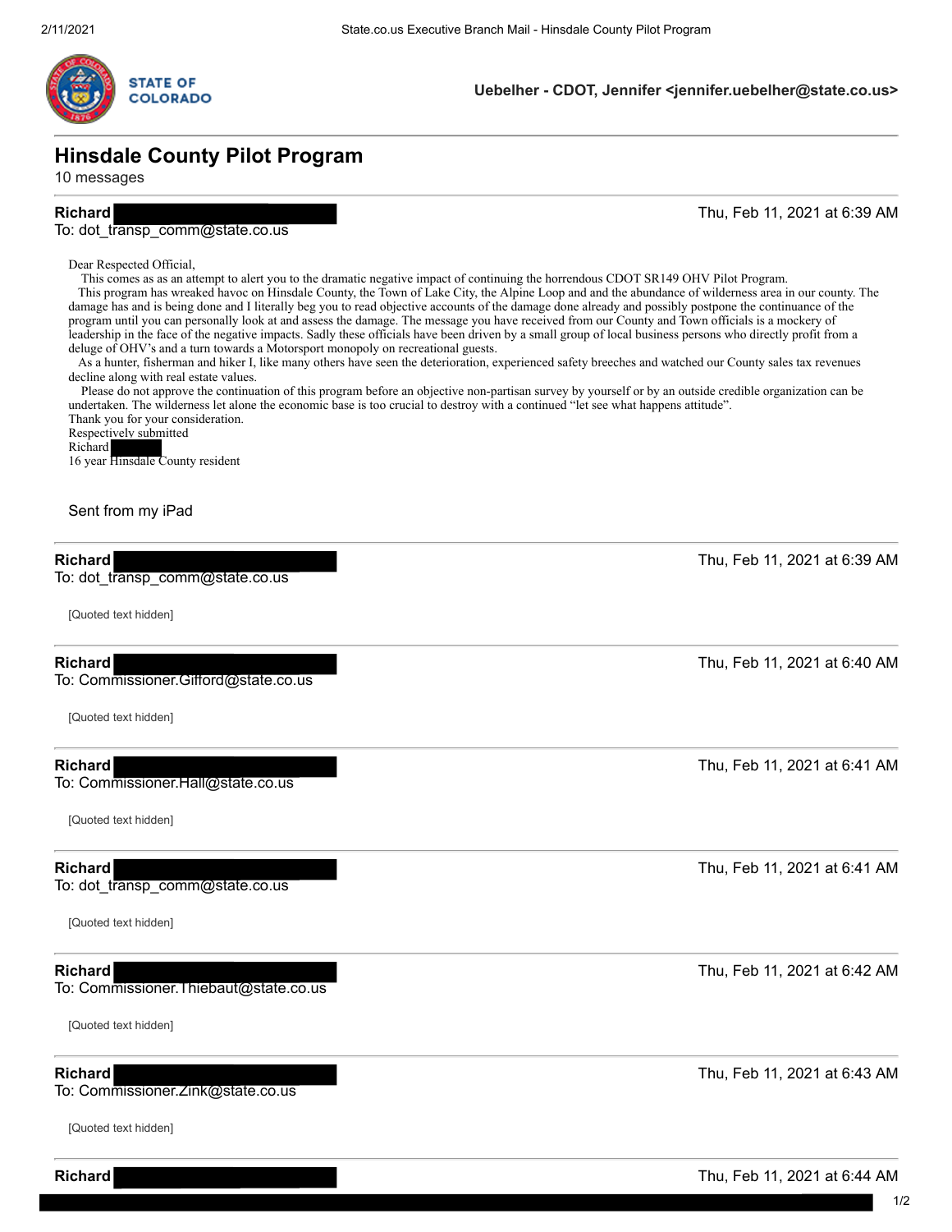STATE OF COLORADO

**Uebelher - CDOT, Jennifer <jennifer.uebelher@state.co.us>**

# Hinsdale County Pilot Program

10 messages

**Richard** 
To: dot_transp_comm@state.co.us

Thu, Feb 11, 2021 at 6:39 AM

Dear Respected Official,

This comes as as an attempt to alert you to the dramatic negative impact of continuing the horrendous CDOT SR149 OHV Pilot Program.

This program has wreaked havoc on Hinsdale County, the Town of Lake City, the Alpine Loop and and the abundance of wilderness area in our county. The damage has and is being done and I literally beg you to read objective accounts of the damage done already and possibly postpone the continuance of the program until you can personally look at and assess the damage. The message you have received from our County and Town officials is a mockery of leadership in the face of the negative impacts. Sadly these officials have been driven by a small group of local business persons who directly profit from a deluge of OHV's and a turn towards a Motorsport monopoly on recreational guests.

As a hunter, fisherman and hiker I, like many others have seen the deterioration, experienced safety breeches and watched our County sales tax revenues decline along with real estate values.

Please do not approve the continuation of this program before an objective non-partisan survey by yourself or by an outside credible organization can be undertaken. The wilderness let alone the economic base is too crucial to destroy with a continued "let see what happens attitude".

Thank you for your consideration.
Respectively submitted
Richard 
16 year Hinsdale County resident

Sent from my iPad

**Richard** 
To: dot_transp_comm@state.co.us

Thu, Feb 11, 2021 at 6:39 AM

[Quoted text hidden]

**Richard** 
To: Commissioner.Gifford@state.co.us

Thu, Feb 11, 2021 at 6:40 AM

[Quoted text hidden]

**Richard** 
To: Commissioner.Hall@state.co.us

Thu, Feb 11, 2021 at 6:41 AM

[Quoted text hidden]

**Richard** 
To: dot_transp_comm@state.co.us

Thu, Feb 11, 2021 at 6:41 AM

[Quoted text hidden]

**Richard** 
To: Commissioner.Thiebaut@state.co.us

Thu, Feb 11, 2021 at 6:42 AM

[Quoted text hidden]

**Richard** 
To: Commissioner.Zink@state.co.us

Thu, Feb 11, 2021 at 6:43 AM

[Quoted text hidden]

**Richard** 

Thu, Feb 11, 2021 at 6:44 AM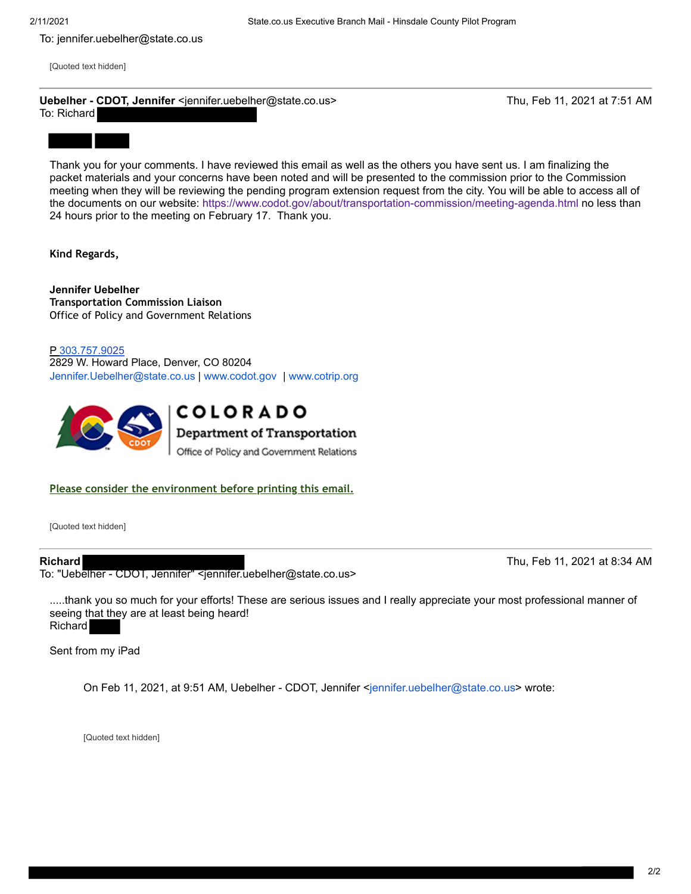To: jennifer.uebelher@state.co.us

[Quoted text hidden]

---

**Uebelher - CDOT, Jennifer** <jennifer.uebelher@state.co.us> Thu, Feb 11, 2021 at 7:51 AM
To: Richard

Thank you for your comments. I have reviewed this email as well as the others you have sent us. I am finalizing the packet materials and your concerns have been noted and will be presented to the commission prior to the Commission meeting when they will be reviewing the pending program extension request from the city. You will be able to access all of the documents on our website: https://www.codot.gov/about/transportation-commission/meeting-agenda.html no less than 24 hours prior to the meeting on February 17. Thank you.

**Kind Regards,**

**Jennifer Uebelher**
**Transportation Commission Liaison**
Office of Policy and Government Relations

P 303.757.9025
2829 W. Howard Place, Denver, CO 80204
Jennifer.Uebelher@state.co.us | www.codot.gov | www.cotrip.org

COLORADO
Department of Transportation
Office of Policy and Government Relations

**Please consider the environment before printing this email.**

[Quoted text hidden]

---

**Richard** Thu, Feb 11, 2021 at 8:34 AM
To: "Uebelher - CDOT, Jennifer" <jennifer.uebelher@state.co.us>

.....thank you so much for your efforts! These are serious issues and I really appreciate your most professional manner of seeing that they are at least being heard!
Richard

Sent from my iPad

On Feb 11, 2021, at 9:51 AM, Uebelher - CDOT, Jennifer <jennifer.uebelher@state.co.us> wrote:

[Quoted text hidden]